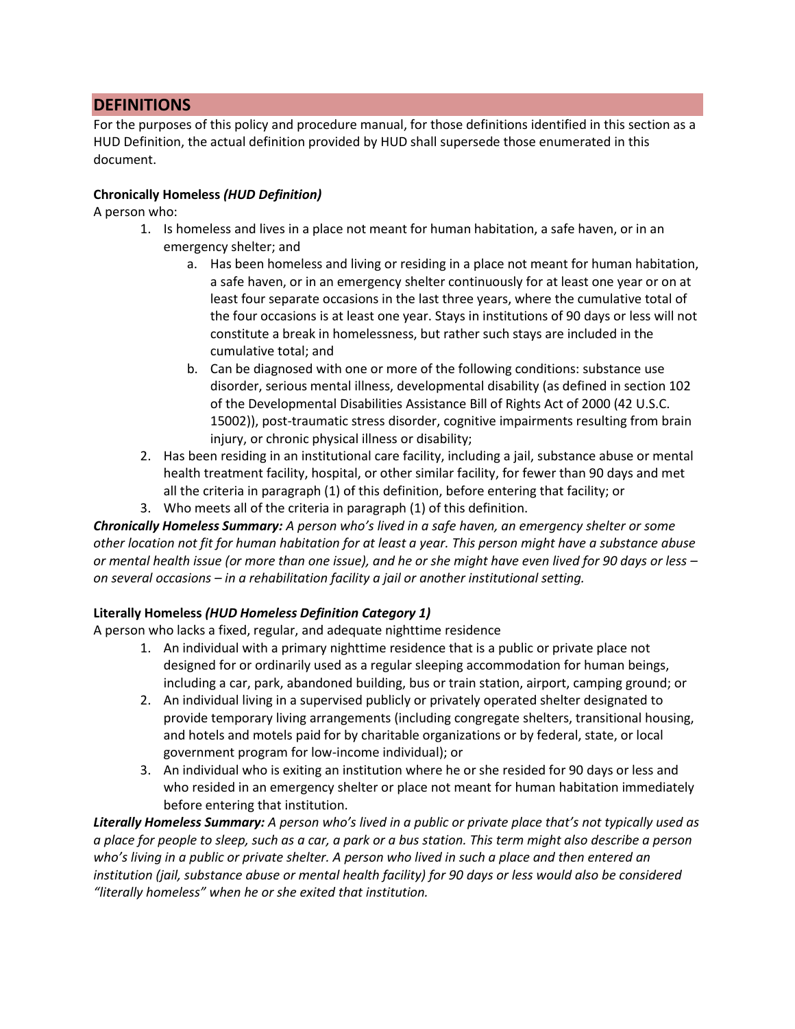## DEFINITIONS

For the purposes of this policy and procedure manual, for those definitions identified in this section as a HUD Definition, the actual definition provided by HUD shall supersede those enumerated in this document.

**Chronically Homeless *(HUD Definition)***

A person who:

1. Is homeless and lives in a place not meant for human habitation, a safe haven, or in an emergency shelter; and
   a. Has been homeless and living or residing in a place not meant for human habitation, a safe haven, or in an emergency shelter continuously for at least one year or on at least four separate occasions in the last three years, where the cumulative total of the four occasions is at least one year. Stays in institutions of 90 days or less will not constitute a break in homelessness, but rather such stays are included in the cumulative total; and
   b. Can be diagnosed with one or more of the following conditions: substance use disorder, serious mental illness, developmental disability (as defined in section 102 of the Developmental Disabilities Assistance Bill of Rights Act of 2000 (42 U.S.C. 15002)), post-traumatic stress disorder, cognitive impairments resulting from brain injury, or chronic physical illness or disability;
2. Has been residing in an institutional care facility, including a jail, substance abuse or mental health treatment facility, hospital, or other similar facility, for fewer than 90 days and met all the criteria in paragraph (1) of this definition, before entering that facility; or
3. Who meets all of the criteria in paragraph (1) of this definition.

***Chronically Homeless Summary:*** *A person who's lived in a safe haven, an emergency shelter or some other location not fit for human habitation for at least a year. This person might have a substance abuse or mental health issue (or more than one issue), and he or she might have even lived for 90 days or less – on several occasions – in a rehabilitation facility a jail or another institutional setting.*

**Literally Homeless *(HUD Homeless Definition Category 1)***

A person who lacks a fixed, regular, and adequate nighttime residence

1. An individual with a primary nighttime residence that is a public or private place not designed for or ordinarily used as a regular sleeping accommodation for human beings, including a car, park, abandoned building, bus or train station, airport, camping ground; or
2. An individual living in a supervised publicly or privately operated shelter designated to provide temporary living arrangements (including congregate shelters, transitional housing, and hotels and motels paid for by charitable organizations or by federal, state, or local government program for low-income individual); or
3. An individual who is exiting an institution where he or she resided for 90 days or less and who resided in an emergency shelter or place not meant for human habitation immediately before entering that institution.

***Literally Homeless Summary:*** *A person who's lived in a public or private place that's not typically used as a place for people to sleep, such as a car, a park or a bus station. This term might also describe a person who's living in a public or private shelter. A person who lived in such a place and then entered an institution (jail, substance abuse or mental health facility) for 90 days or less would also be considered "literally homeless" when he or she exited that institution.*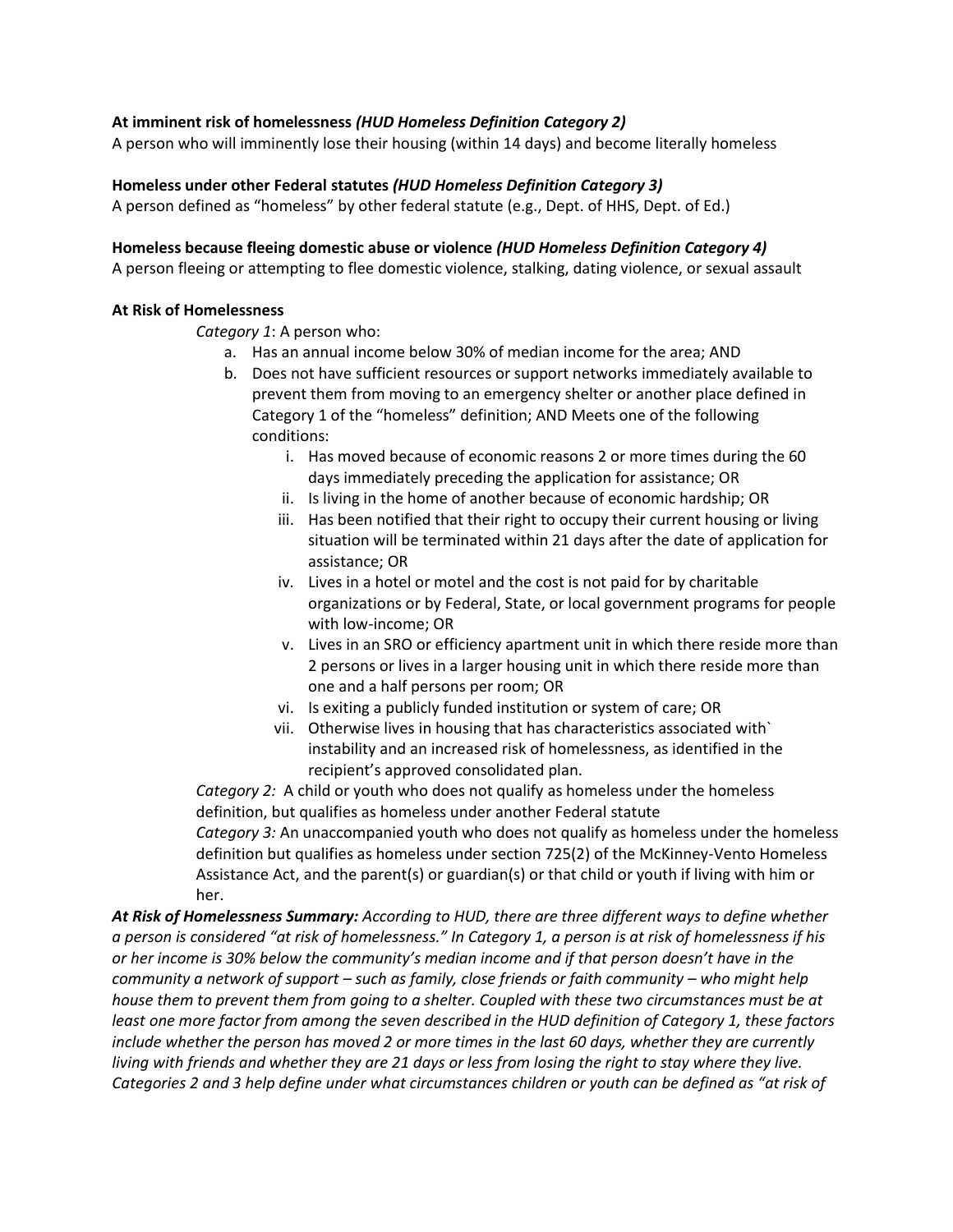**At imminent risk of homelessness** ***(HUD Homeless Definition Category 2)***
A person who will imminently lose their housing (within 14 days) and become literally homeless

**Homeless under other Federal statutes** ***(HUD Homeless Definition Category 3)***
A person defined as "homeless" by other federal statute (e.g., Dept. of HHS, Dept. of Ed.)

**Homeless because fleeing domestic abuse or violence** ***(HUD Homeless Definition Category 4)***
A person fleeing or attempting to flee domestic violence, stalking, dating violence, or sexual assault

**At Risk of Homelessness**

*Category 1*: A person who:

a. Has an annual income below 30% of median income for the area; AND
b. Does not have sufficient resources or support networks immediately available to prevent them from moving to an emergency shelter or another place defined in Category 1 of the "homeless" definition; AND Meets one of the following conditions:
    i. Has moved because of economic reasons 2 or more times during the 60 days immediately preceding the application for assistance; OR
    ii. Is living in the home of another because of economic hardship; OR
    iii. Has been notified that their right to occupy their current housing or living situation will be terminated within 21 days after the date of application for assistance; OR
    iv. Lives in a hotel or motel and the cost is not paid for by charitable organizations or by Federal, State, or local government programs for people with low-income; OR
    v. Lives in an SRO or efficiency apartment unit in which there reside more than 2 persons or lives in a larger housing unit in which there reside more than one and a half persons per room; OR
    vi. Is exiting a publicly funded institution or system of care; OR
    vii. Otherwise lives in housing that has characteristics associated with` instability and an increased risk of homelessness, as identified in the recipient's approved consolidated plan.

*Category 2:* A child or youth who does not qualify as homeless under the homeless definition, but qualifies as homeless under another Federal statute

*Category 3:* An unaccompanied youth who does not qualify as homeless under the homeless definition but qualifies as homeless under section 725(2) of the McKinney-Vento Homeless Assistance Act, and the parent(s) or guardian(s) or that child or youth if living with him or her.

***At Risk of Homelessness Summary:*** *According to HUD, there are three different ways to define whether a person is considered "at risk of homelessness." In Category 1, a person is at risk of homelessness if his or her income is 30% below the community's median income and if that person doesn't have in the community a network of support – such as family, close friends or faith community – who might help house them to prevent them from going to a shelter. Coupled with these two circumstances must be at least one more factor from among the seven described in the HUD definition of Category 1, these factors include whether the person has moved 2 or more times in the last 60 days, whether they are currently living with friends and whether they are 21 days or less from losing the right to stay where they live. Categories 2 and 3 help define under what circumstances children or youth can be defined as "at risk of*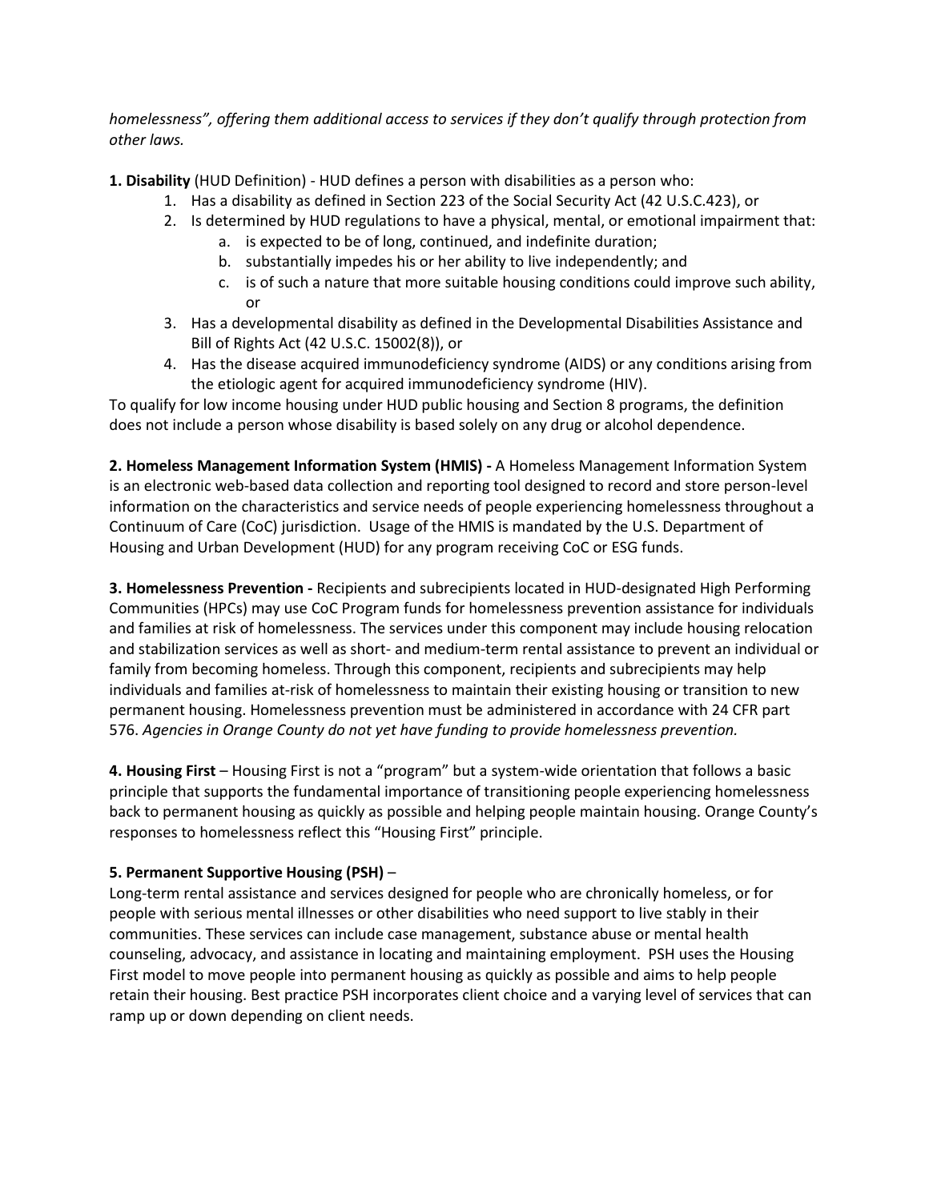*homelessness", offering them additional access to services if they don't qualify through protection from other laws.*

**1. Disability** (HUD Definition) - HUD defines a person with disabilities as a person who:

1. Has a disability as defined in Section 223 of the Social Security Act (42 U.S.C.423), or
2. Is determined by HUD regulations to have a physical, mental, or emotional impairment that:
    a. is expected to be of long, continued, and indefinite duration;
    b. substantially impedes his or her ability to live independently; and
    c. is of such a nature that more suitable housing conditions could improve such ability, or
3. Has a developmental disability as defined in the Developmental Disabilities Assistance and Bill of Rights Act (42 U.S.C. 15002(8)), or
4. Has the disease acquired immunodeficiency syndrome (AIDS) or any conditions arising from the etiologic agent for acquired immunodeficiency syndrome (HIV).

To qualify for low income housing under HUD public housing and Section 8 programs, the definition does not include a person whose disability is based solely on any drug or alcohol dependence.

**2. Homeless Management Information System (HMIS) -** A Homeless Management Information System is an electronic web-based data collection and reporting tool designed to record and store person-level information on the characteristics and service needs of people experiencing homelessness throughout a Continuum of Care (CoC) jurisdiction. Usage of the HMIS is mandated by the U.S. Department of Housing and Urban Development (HUD) for any program receiving CoC or ESG funds.

**3. Homelessness Prevention -** Recipients and subrecipients located in HUD-designated High Performing Communities (HPCs) may use CoC Program funds for homelessness prevention assistance for individuals and families at risk of homelessness. The services under this component may include housing relocation and stabilization services as well as short- and medium-term rental assistance to prevent an individual or family from becoming homeless. Through this component, recipients and subrecipients may help individuals and families at-risk of homelessness to maintain their existing housing or transition to new permanent housing. Homelessness prevention must be administered in accordance with 24 CFR part 576. *Agencies in Orange County do not yet have funding to provide homelessness prevention.*

**4. Housing First** – Housing First is not a "program" but a system-wide orientation that follows a basic principle that supports the fundamental importance of transitioning people experiencing homelessness back to permanent housing as quickly as possible and helping people maintain housing. Orange County's responses to homelessness reflect this "Housing First" principle.

**5. Permanent Supportive Housing (PSH)** –

Long-term rental assistance and services designed for people who are chronically homeless, or for people with serious mental illnesses or other disabilities who need support to live stably in their communities. These services can include case management, substance abuse or mental health counseling, advocacy, and assistance in locating and maintaining employment. PSH uses the Housing First model to move people into permanent housing as quickly as possible and aims to help people retain their housing. Best practice PSH incorporates client choice and a varying level of services that can ramp up or down depending on client needs.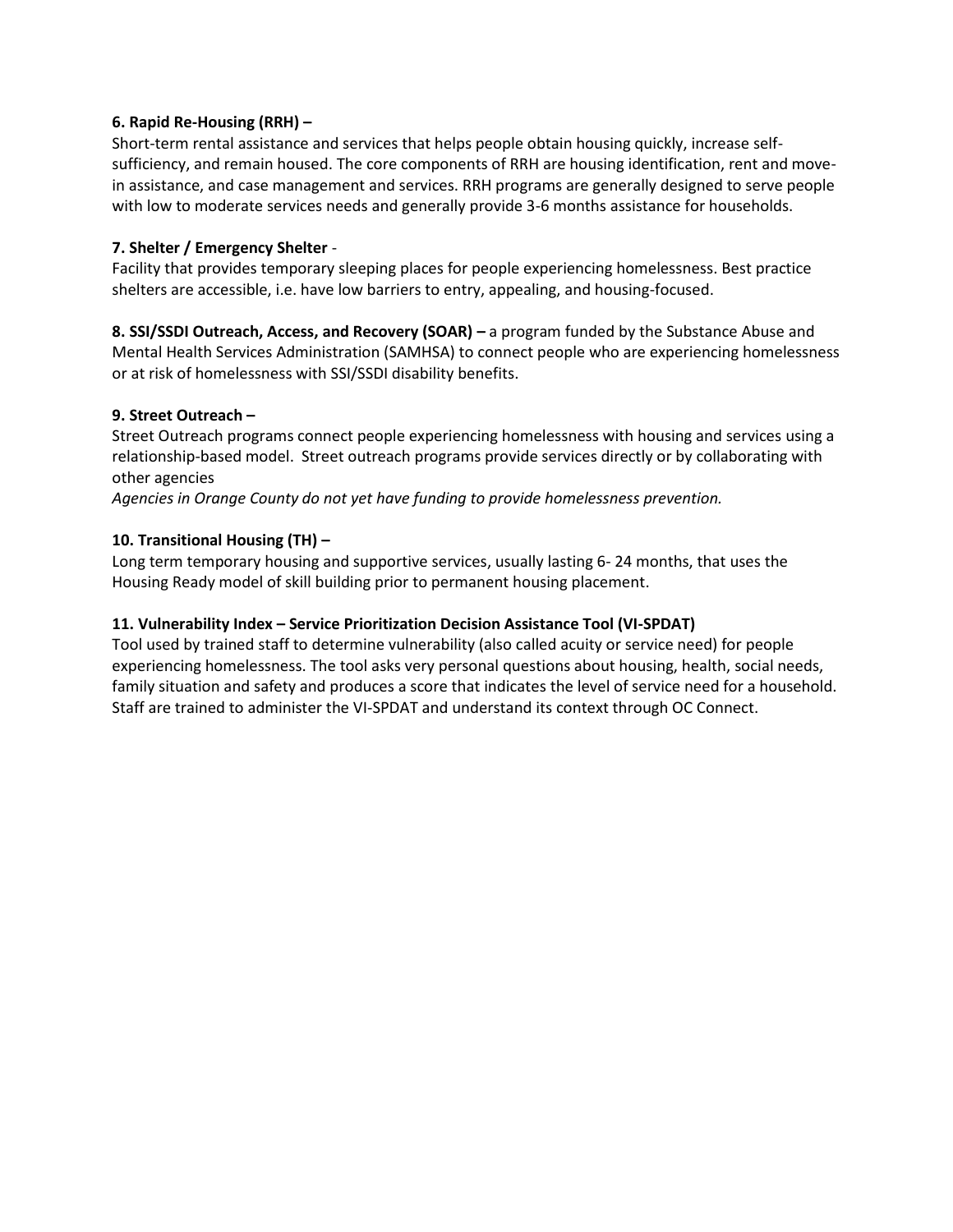**6. Rapid Re-Housing (RRH) –**

Short-term rental assistance and services that helps people obtain housing quickly, increase self-sufficiency, and remain housed. The core components of RRH are housing identification, rent and move-in assistance, and case management and services. RRH programs are generally designed to serve people with low to moderate services needs and generally provide 3-6 months assistance for households.

**7. Shelter / Emergency Shelter** -

Facility that provides temporary sleeping places for people experiencing homelessness. Best practice shelters are accessible, i.e. have low barriers to entry, appealing, and housing-focused.

**8. SSI/SSDI Outreach, Access, and Recovery (SOAR) –** a program funded by the Substance Abuse and Mental Health Services Administration (SAMHSA) to connect people who are experiencing homelessness or at risk of homelessness with SSI/SSDI disability benefits.

**9. Street Outreach –**

Street Outreach programs connect people experiencing homelessness with housing and services using a relationship-based model. Street outreach programs provide services directly or by collaborating with other agencies

*Agencies in Orange County do not yet have funding to provide homelessness prevention.*

**10. Transitional Housing (TH) –**

Long term temporary housing and supportive services, usually lasting 6- 24 months, that uses the Housing Ready model of skill building prior to permanent housing placement.

**11. Vulnerability Index – Service Prioritization Decision Assistance Tool (VI-SPDAT)**

Tool used by trained staff to determine vulnerability (also called acuity or service need) for people experiencing homelessness. The tool asks very personal questions about housing, health, social needs, family situation and safety and produces a score that indicates the level of service need for a household. Staff are trained to administer the VI-SPDAT and understand its context through OC Connect.